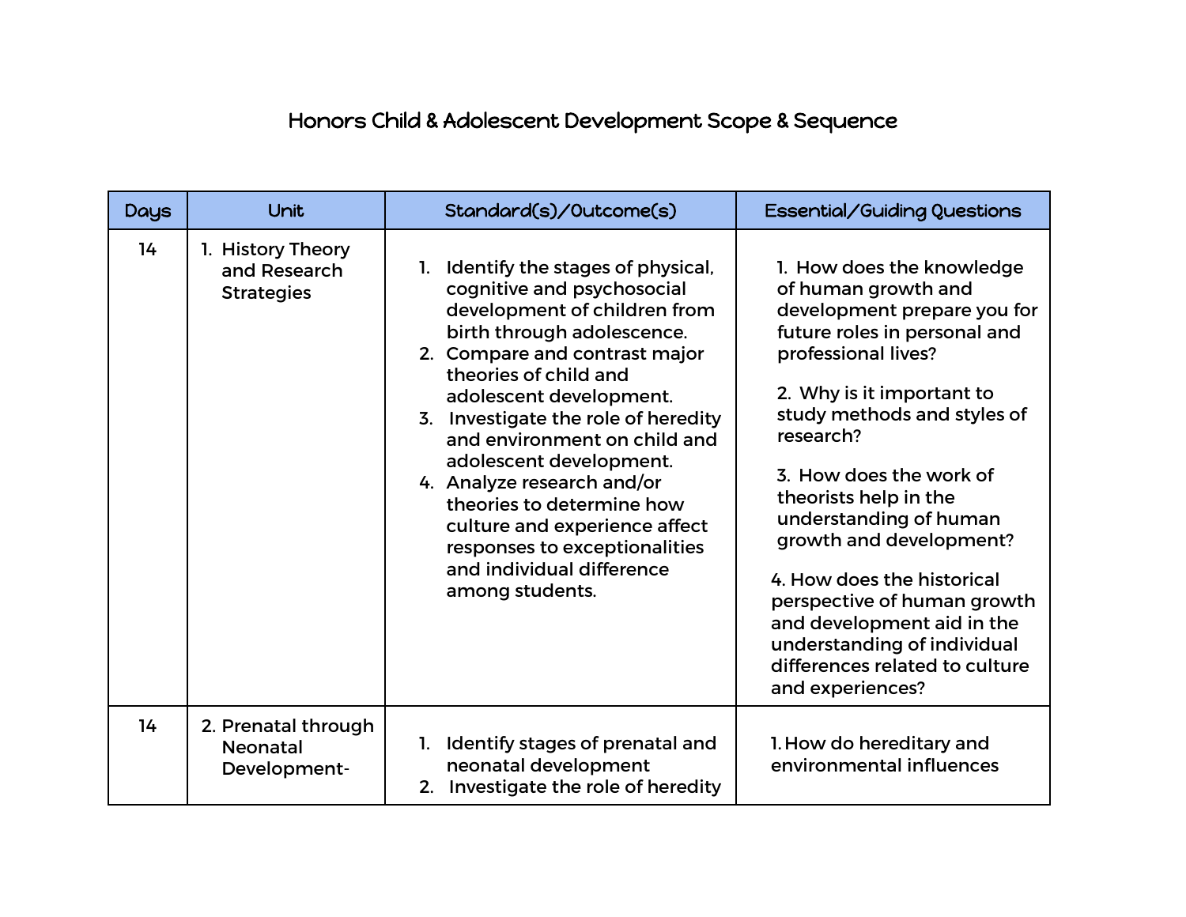# Honors Child & Adolescent Development Scope & Sequence

| Days | Unit | Standard(s)/Outcome(s) | Essential/Guiding Questions |
|---|---|---|---|
| 14 | 1. History Theory and Research Strategies | 1. Identify the stages of physical, cognitive and psychosocial development of children from birth through adolescence.<br>2. Compare and contrast major theories of child and adolescent development.<br>3. Investigate the role of heredity and environment on child and adolescent development.<br>4. Analyze research and/or theories to determine how culture and experience affect responses to exceptionalities and individual difference among students. | 1. How does the knowledge of human growth and development prepare you for future roles in personal and professional lives?<br><br>2. Why is it important to study methods and styles of research?<br><br>3. How does the work of theorists help in the understanding of human growth and development?<br><br>4. How does the historical perspective of human growth and development aid in the understanding of individual differences related to culture and experiences? |
| 14 | 2. Prenatal through Neonatal Development- | 1. Identify stages of prenatal and neonatal development<br>2. Investigate the role of heredity | 1. How do hereditary and environmental influences |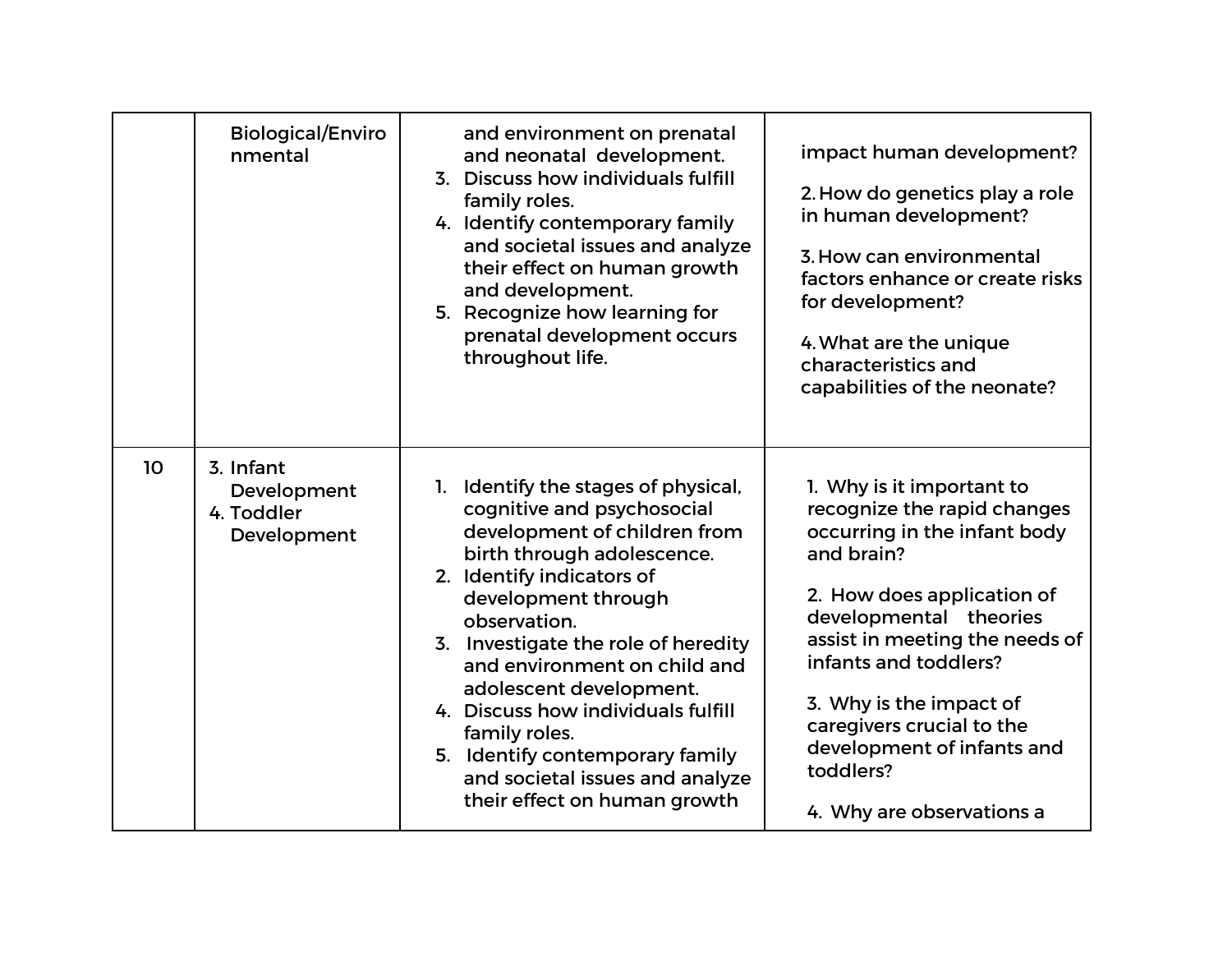| | | | |
|---|---|---|---|
| | Biological/Environmental | and environment on prenatal and neonatal development.<br>3. Discuss how individuals fulfill family roles.<br>4. Identify contemporary family and societal issues and analyze their effect on human growth and development.<br>5. Recognize how learning for prenatal development occurs throughout life. | impact human development?<br><br>2. How do genetics play a role in human development?<br><br>3. How can environmental factors enhance or create risks for development?<br><br>4. What are the unique characteristics and capabilities of the neonate? |
| 10 | 3. Infant Development<br>4. Toddler Development | 1. Identify the stages of physical, cognitive and psychosocial development of children from birth through adolescence.<br>2. Identify indicators of development through observation.<br>3. Investigate the role of heredity and environment on child and adolescent development.<br>4. Discuss how individuals fulfill family roles.<br>5. Identify contemporary family and societal issues and analyze their effect on human growth | 1. Why is it important to recognize the rapid changes occurring in the infant body and brain?<br><br>2. How does application of developmental theories assist in meeting the needs of infants and toddlers?<br><br>3. Why is the impact of caregivers crucial to the development of infants and toddlers?<br><br>4. Why are observations a |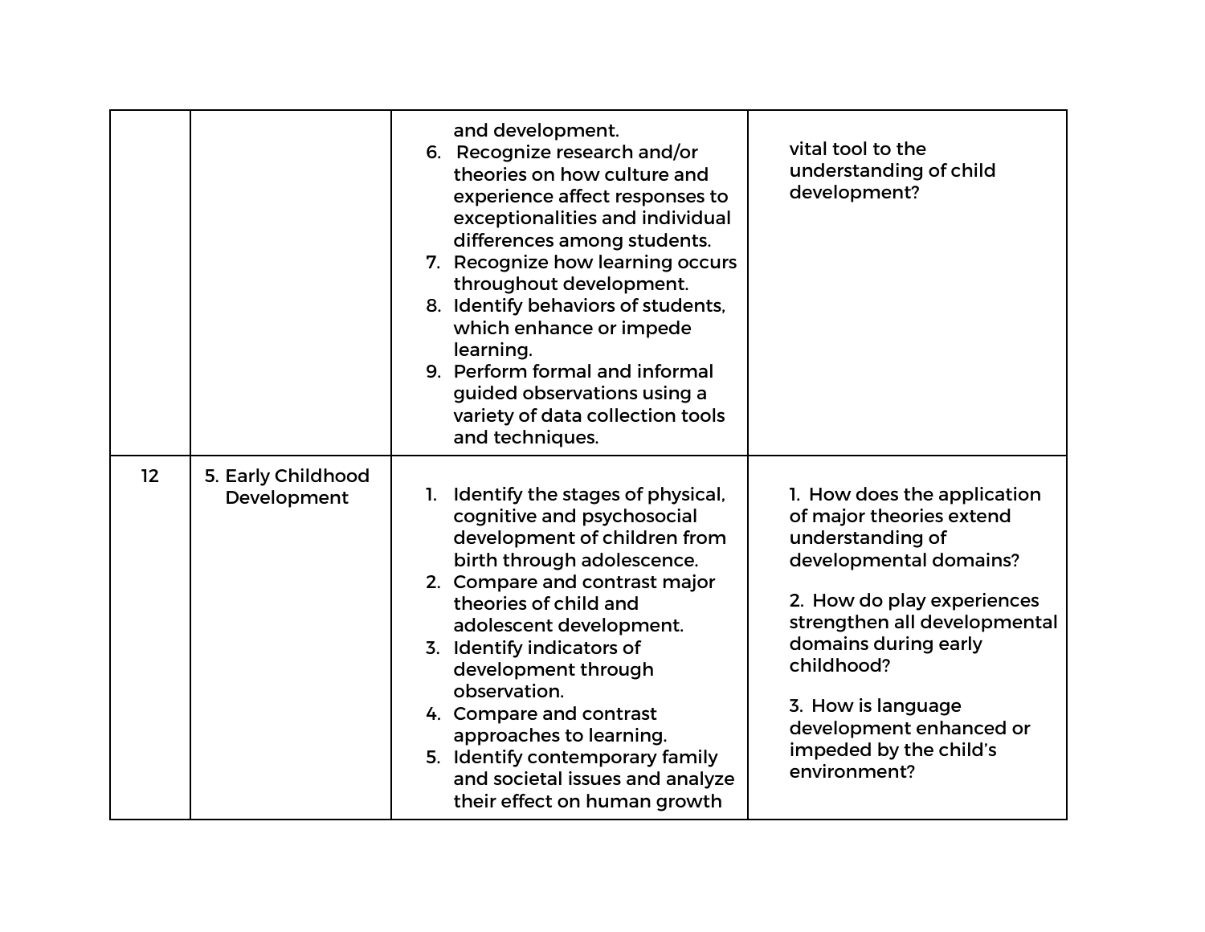| | | | |
|---|---|---|---|
| | | and development.<br>6. Recognize research and/or theories on how culture and experience affect responses to exceptionalities and individual differences among students.<br>7. Recognize how learning occurs throughout development.<br>8. Identify behaviors of students, which enhance or impede learning.<br>9. Perform formal and informal guided observations using a variety of data collection tools and techniques. | vital tool to the understanding of child development? |
| 12 | 5. Early Childhood Development | 1. Identify the stages of physical, cognitive and psychosocial development of children from birth through adolescence.<br>2. Compare and contrast major theories of child and adolescent development.<br>3. Identify indicators of development through observation.<br>4. Compare and contrast approaches to learning.<br>5. Identify contemporary family and societal issues and analyze their effect on human growth | 1. How does the application of major theories extend understanding of developmental domains?<br><br>2. How do play experiences strengthen all developmental domains during early childhood?<br><br>3. How is language development enhanced or impeded by the child's environment? |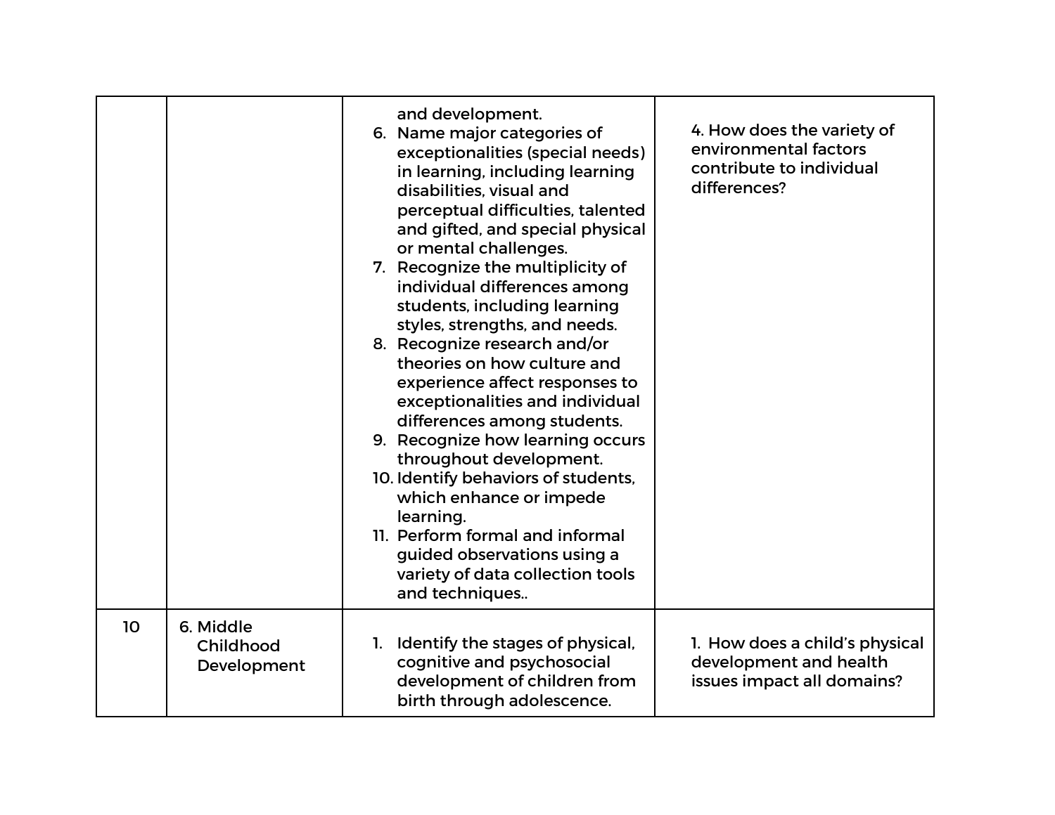| | | | |
|---|---|---|---|
| | | and development.<br>6. Name major categories of exceptionalities (special needs) in learning, including learning disabilities, visual and perceptual difficulties, talented and gifted, and special physical or mental challenges.<br>7. Recognize the multiplicity of individual differences among students, including learning styles, strengths, and needs.<br>8. Recognize research and/or theories on how culture and experience affect responses to exceptionalities and individual differences among students.<br>9. Recognize how learning occurs throughout development.<br>10. Identify behaviors of students, which enhance or impede learning.<br>11. Perform formal and informal guided observations using a variety of data collection tools and techniques.. | 4. How does the variety of environmental factors contribute to individual differences? |
| 10 | 6. Middle Childhood Development | 1. Identify the stages of physical, cognitive and psychosocial development of children from birth through adolescence. | 1. How does a child's physical development and health issues impact all domains? |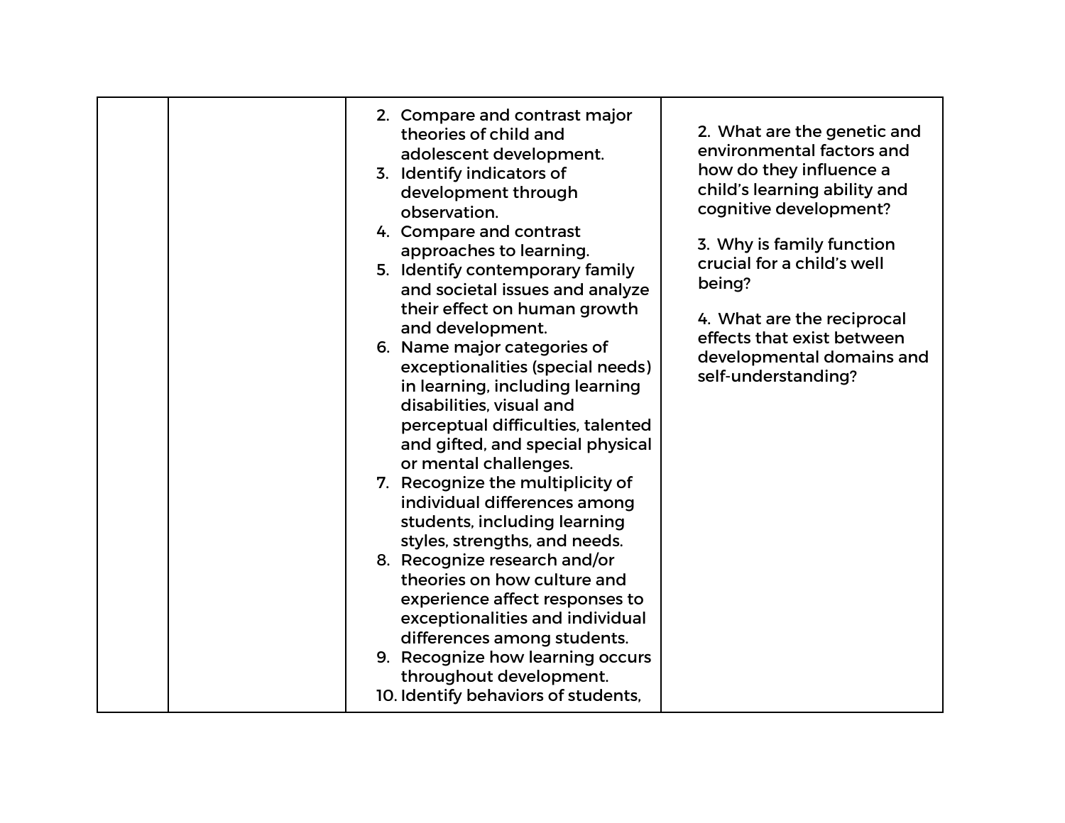| | | | |
|---|---|---|---|
| | | 2. Compare and contrast major theories of child and adolescent development.<br>3. Identify indicators of development through observation.<br>4. Compare and contrast approaches to learning.<br>5. Identify contemporary family and societal issues and analyze their effect on human growth and development.<br>6. Name major categories of exceptionalities (special needs) in learning, including learning disabilities, visual and perceptual difficulties, talented and gifted, and special physical or mental challenges.<br>7. Recognize the multiplicity of individual differences among students, including learning styles, strengths, and needs.<br>8. Recognize research and/or theories on how culture and experience affect responses to exceptionalities and individual differences among students.<br>9. Recognize how learning occurs throughout development.<br>10. Identify behaviors of students, | 2. What are the genetic and environmental factors and how do they influence a child's learning ability and cognitive development?<br><br>3. Why is family function crucial for a child's well being?<br><br>4. What are the reciprocal effects that exist between developmental domains and self-understanding? |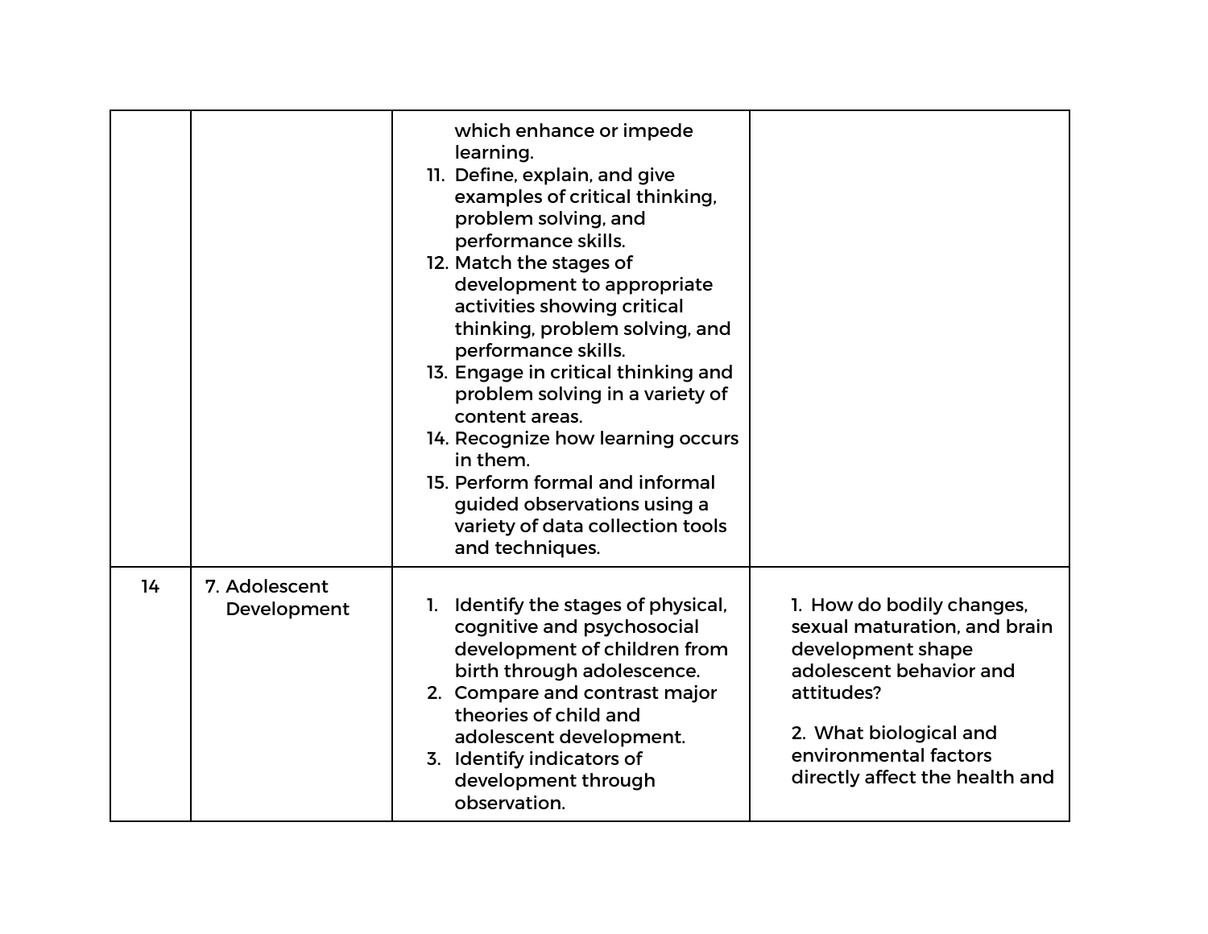| | | | |
|---|---|---|---|
| | | which enhance or impede learning.<br>11. Define, explain, and give examples of critical thinking, problem solving, and performance skills.<br>12. Match the stages of development to appropriate activities showing critical thinking, problem solving, and performance skills.<br>13. Engage in critical thinking and problem solving in a variety of content areas.<br>14. Recognize how learning occurs in them.<br>15. Perform formal and informal guided observations using a variety of data collection tools and techniques. | |
| 14 | 7. Adolescent Development | 1. Identify the stages of physical, cognitive and psychosocial development of children from birth through adolescence.<br>2. Compare and contrast major theories of child and adolescent development.<br>3. Identify indicators of development through observation. | 1. How do bodily changes, sexual maturation, and brain development shape adolescent behavior and attitudes?<br><br>2. What biological and environmental factors directly affect the health and |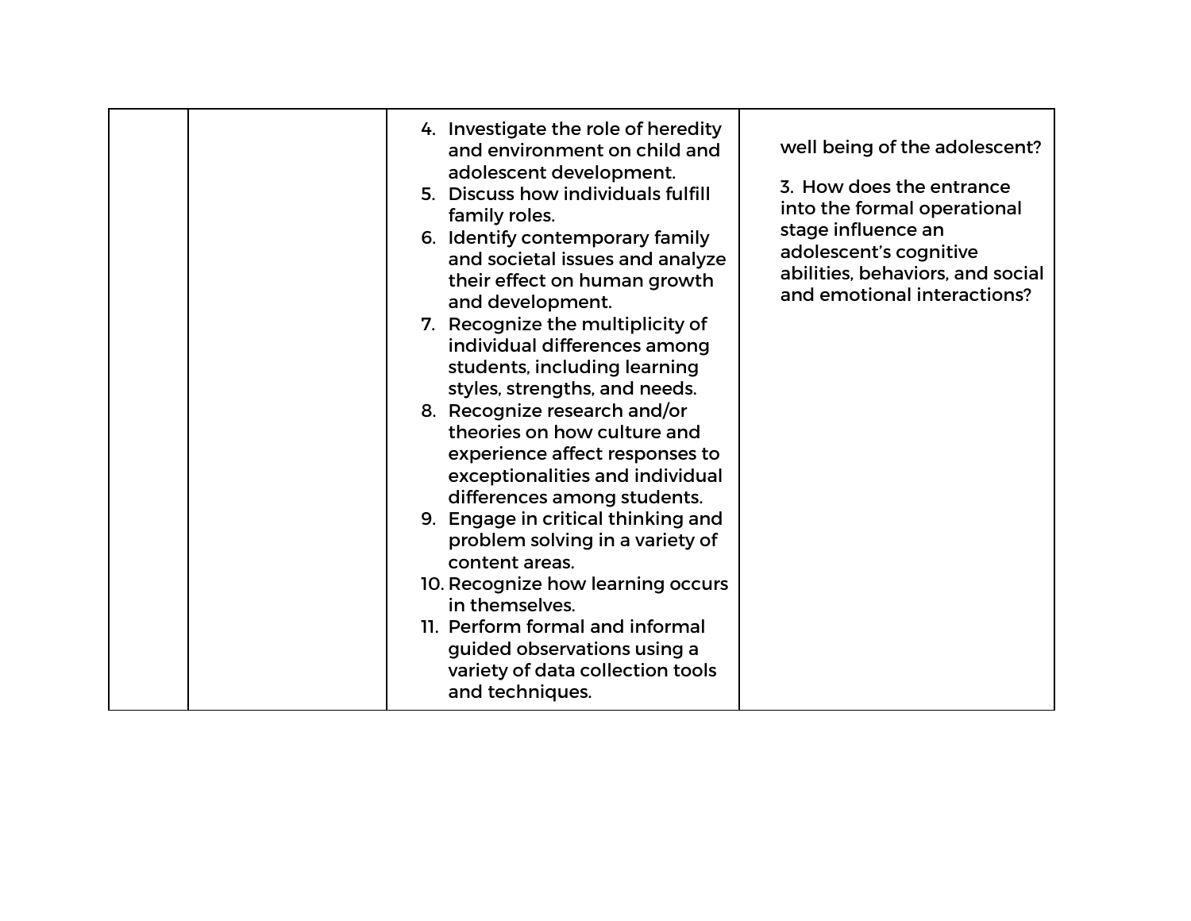| | | | |
|---|---|---|---|
| | | 4. Investigate the role of heredity and environment on child and adolescent development.<br>5. Discuss how individuals fulfill family roles.<br>6. Identify contemporary family and societal issues and analyze their effect on human growth and development.<br>7. Recognize the multiplicity of individual differences among students, including learning styles, strengths, and needs.<br>8. Recognize research and/or theories on how culture and experience affect responses to exceptionalities and individual differences among students.<br>9. Engage in critical thinking and problem solving in a variety of content areas.<br>10. Recognize how learning occurs in themselves.<br>11. Perform formal and informal guided observations using a variety of data collection tools and techniques. | well being of the adolescent?<br><br>3. How does the entrance into the formal operational stage influence an adolescent's cognitive abilities, behaviors, and social and emotional interactions? |